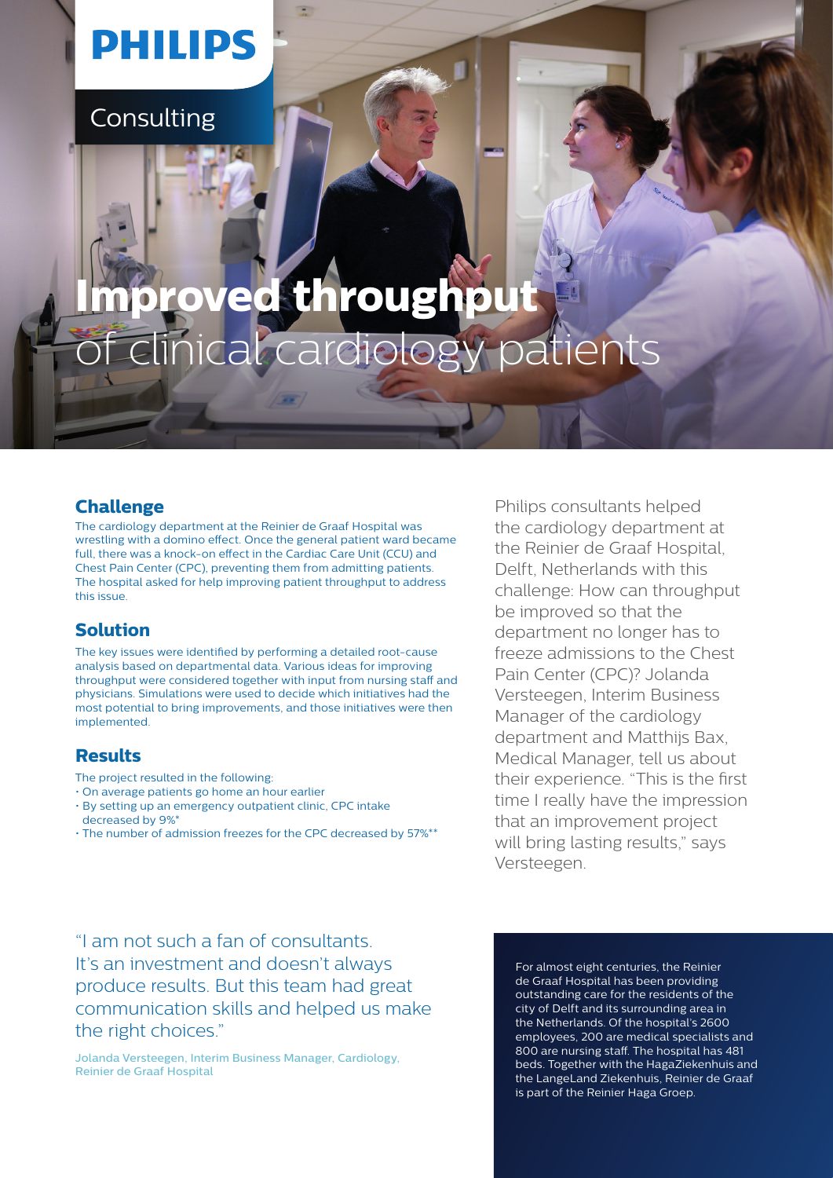PHILIPS

Consulting

# Improved throughput of clinical cardiology patients

## Challenge

The cardiology department at the Reinier de Graaf Hospital was wrestling with a domino effect. Once the general patient ward became full, there was a knock-on effect in the Cardiac Care Unit (CCU) and Chest Pain Center (CPC), preventing them from admitting patients. The hospital asked for help improving patient throughput to address this issue.

## Solution

The key issues were identified by performing a detailed root-cause analysis based on departmental data. Various ideas for improving throughput were considered together with input from nursing staff and physicians. Simulations were used to decide which initiatives had the most potential to bring improvements, and those initiatives were then implemented.

## Results

The project resulted in the following:

- On average patients go home an hour earlier
- By setting up an emergency outpatient clinic, CPC intake decreased by 9%*
- The number of admission freezes for the CPC decreased by 57%**

Philips consultants helped the cardiology department at the Reinier de Graaf Hospital, Delft, Netherlands with this challenge: How can throughput be improved so that the department no longer has to freeze admissions to the Chest Pain Center (CPC)? Jolanda Versteegen, Interim Business Manager of the cardiology department and Matthijs Bax, Medical Manager, tell us about their experience. "This is the first time I really have the impression that an improvement project will bring lasting results," says Versteegen.

> "I am not such a fan of consultants. It's an investment and doesn't always produce results. But this team had great communication skills and helped us make the right choices."
>
> Jolanda Versteegen, Interim Business Manager, Cardiology, Reinier de Graaf Hospital

For almost eight centuries, the Reinier de Graaf Hospital has been providing outstanding care for the residents of the city of Delft and its surrounding area in the Netherlands. Of the hospital's 2600 employees, 200 are medical specialists and 800 are nursing staff. The hospital has 481 beds. Together with the HagaZiekenhuis and the LangeLand Ziekenhuis, Reinier de Graaf is part of the Reinier Haga Groep.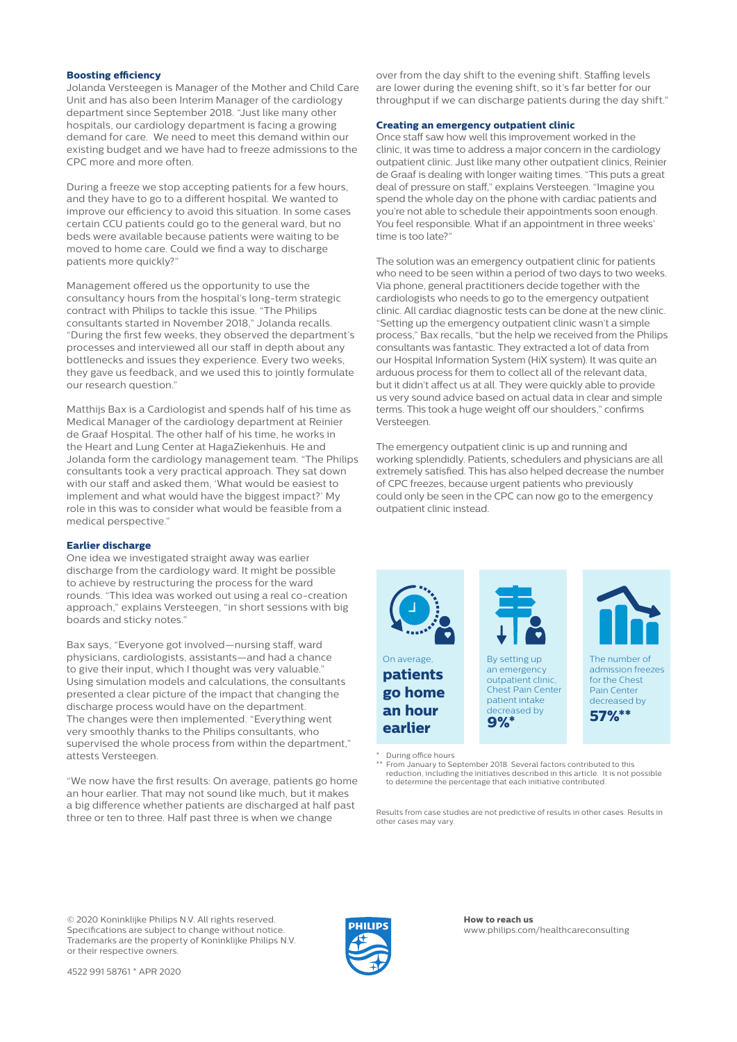## Boosting efficiency

Jolanda Versteegen is Manager of the Mother and Child Care Unit and has also been Interim Manager of the cardiology department since September 2018. "Just like many other hospitals, our cardiology department is facing a growing demand for care. We need to meet this demand within our existing budget and we have had to freeze admissions to the CPC more and more often.

During a freeze we stop accepting patients for a few hours, and they have to go to a different hospital. We wanted to improve our efficiency to avoid this situation. In some cases certain CCU patients could go to the general ward, but no beds were available because patients were waiting to be moved to home care. Could we find a way to discharge patients more quickly?"

Management offered us the opportunity to use the consultancy hours from the hospital's long-term strategic contract with Philips to tackle this issue. "The Philips consultants started in November 2018," Jolanda recalls. "During the first few weeks, they observed the department's processes and interviewed all our staff in depth about any bottlenecks and issues they experience. Every two weeks, they gave us feedback, and we used this to jointly formulate our research question."

Matthijs Bax is a Cardiologist and spends half of his time as Medical Manager of the cardiology department at Reinier de Graaf Hospital. The other half of his time, he works in the Heart and Lung Center at HagaZiekenhuis. He and Jolanda form the cardiology management team. "The Philips consultants took a very practical approach. They sat down with our staff and asked them, 'What would be easiest to implement and what would have the biggest impact?' My role in this was to consider what would be feasible from a medical perspective."

## Earlier discharge

One idea we investigated straight away was earlier discharge from the cardiology ward. It might be possible to achieve by restructuring the process for the ward rounds. "This idea was worked out using a real co-creation approach," explains Versteegen, "in short sessions with big boards and sticky notes."

Bax says, "Everyone got involved—nursing staff, ward physicians, cardiologists, assistants—and had a chance to give their input, which I thought was very valuable." Using simulation models and calculations, the consultants presented a clear picture of the impact that changing the discharge process would have on the department. The changes were then implemented. "Everything went very smoothly thanks to the Philips consultants, who supervised the whole process from within the department," attests Versteegen.

"We now have the first results: On average, patients go home an hour earlier. That may not sound like much, but it makes a big difference whether patients are discharged at half past three or ten to three. Half past three is when we change over from the day shift to the evening shift. Staffing levels are lower during the evening shift, so it's far better for our throughput if we can discharge patients during the day shift."

## Creating an emergency outpatient clinic

Once staff saw how well this improvement worked in the clinic, it was time to address a major concern in the cardiology outpatient clinic. Just like many other outpatient clinics, Reinier de Graaf is dealing with longer waiting times. "This puts a great deal of pressure on staff," explains Versteegen. "Imagine you spend the whole day on the phone with cardiac patients and you're not able to schedule their appointments soon enough. You feel responsible. What if an appointment in three weeks' time is too late?"

The solution was an emergency outpatient clinic for patients who need to be seen within a period of two days to two weeks. Via phone, general practitioners decide together with the cardiologists who needs to go to the emergency outpatient clinic. All cardiac diagnostic tests can be done at the new clinic. "Setting up the emergency outpatient clinic wasn't a simple process," Bax recalls, "but the help we received from the Philips consultants was fantastic. They extracted a lot of data from our Hospital Information System (HiX system). It was quite an arduous process for them to collect all of the relevant data, but it didn't affect us at all. They were quickly able to provide us very sound advice based on actual data in clear and simple terms. This took a huge weight off our shoulders," confirms Versteegen.

The emergency outpatient clinic is up and running and working splendidly. Patients, schedulers and physicians are all extremely satisfied. This has also helped decrease the number of CPC freezes, because urgent patients who previously could only be seen in the CPC can now go to the emergency outpatient clinic instead.

On average, **patients go home an hour earlier**

By setting up an emergency outpatient clinic, Chest Pain Center patient intake decreased by **9%***

The number of admission freezes for the Chest Pain Center decreased by **57%****

\* During office hours
\*\* From January to September 2018. Several factors contributed to this reduction, including the initiatives described in this article. It is not possible to determine the percentage that each initiative contributed.

Results from case studies are not predictive of results in other cases. Results in other cases may vary.

© 2020 Koninklijke Philips N.V. All rights reserved. Specifications are subject to change without notice. Trademarks are the property of Koninklijke Philips N.V. or their respective owners.

4522 991 58761 * APR 2020

**How to reach us**
www.philips.com/healthcareconsulting